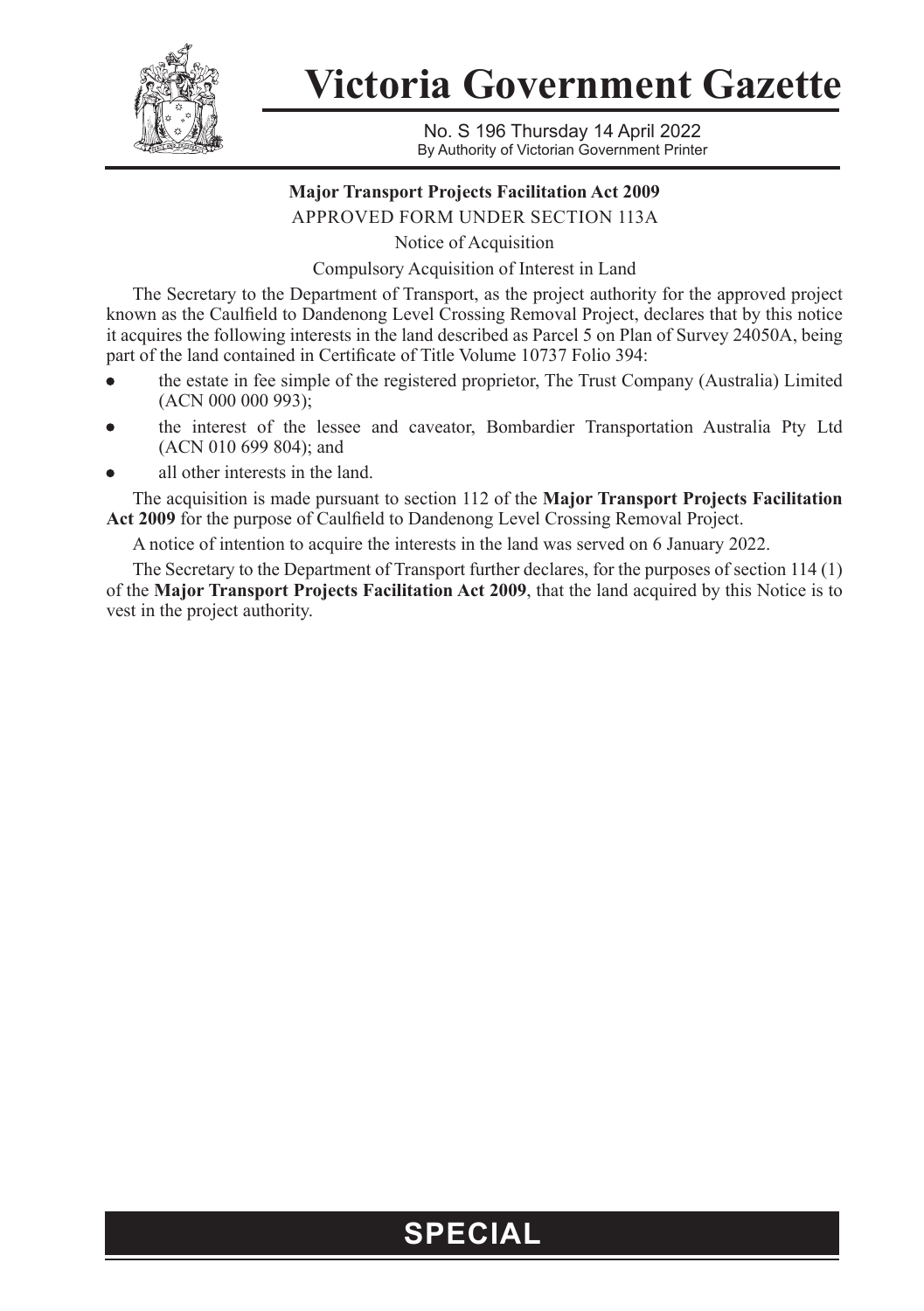# Victoria Government Gazette

No. S 196 Thursday 14 April 2022
By Authority of Victorian Government Printer

**Major Transport Projects Facilitation Act 2009**

APPROVED FORM UNDER SECTION 113A

Notice of Acquisition

Compulsory Acquisition of Interest in Land

The Secretary to the Department of Transport, as the project authority for the approved project known as the Caulfield to Dandenong Level Crossing Removal Project, declares that by this notice it acquires the following interests in the land described as Parcel 5 on Plan of Survey 24050A, being part of the land contained in Certificate of Title Volume 10737 Folio 394:

- the estate in fee simple of the registered proprietor, The Trust Company (Australia) Limited (ACN 000 000 993);
- the interest of the lessee and caveator, Bombardier Transportation Australia Pty Ltd (ACN 010 699 804); and
- all other interests in the land.

The acquisition is made pursuant to section 112 of the **Major Transport Projects Facilitation Act 2009** for the purpose of Caulfield to Dandenong Level Crossing Removal Project.

A notice of intention to acquire the interests in the land was served on 6 January 2022.

The Secretary to the Department of Transport further declares, for the purposes of section 114 (1) of the **Major Transport Projects Facilitation Act 2009**, that the land acquired by this Notice is to vest in the project authority.

**SPECIAL**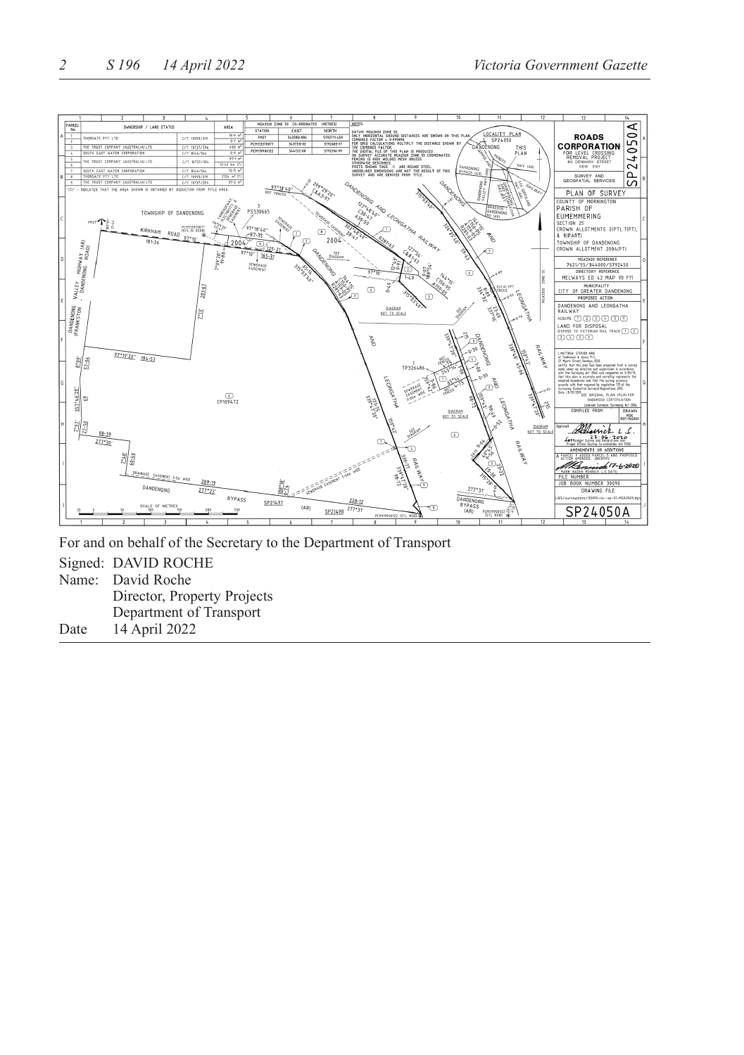| PARCEL No. | OWNERSHIP / LAND STATUS | | AREA |
|---|---|---|---|
| 1 | THOROATE PTY LTD | C/T 10959/319 | 16·9 m² |
| 2 | | | 0·7 m² |
| 3 | THE TRUST COMPANY (AUSTRALIA) LTD | C/T 10737/394 | 402 m² |
| 4 | SOUTH EAST WATER CORPORATION | C/T 8146/566 | 0·9 m² |
| 5 | THE TRUST COMPANY (AUSTRALIA) LTD | C/T 10737/394 | 97·1 m² |
| 6 | | | 16·46 ha (T) |
| 7 | SOUTH EAST WATER CORPORATION | C/T 8146/566 | 14·5 m² |
| 8 | THOROATE PTY LTD | C/T 10959/319 | 2124 m² (T) |
| 9 | THE TRUST COMPANY (AUSTRALIA) LTD | C/T 10737/394 | 37·2 m² |

"(T)" - INDICATES THAT THE AREA SHOWN IS OBTAINED BY DEDUCTION FROM TITLE AREA.

| MGA2020 ZONE 55 CO-ORDINATES (METRES) | | |
|---|---|---|
| STATION | EAST | NORTH |
| PM27 | 343580·886 | 5792711·459 |
| PCM113370877 | 343758·02 | 5792683·17 |
| PCM119900122 | 344132·08 | 5792196·99 |

NOTES:

DATUM: MGA2020 ZONE 55.
ONLY HORIZONTAL GROUND DISTANCES ARE SHOWN ON THIS PLAN.
COMBINED FACTOR = 0·999898.
FOR GRID CALCULATIONS MULTIPLY THE DISTANCE SHOWN BY THE COMBINED FACTOR.
THE DIGITAL FILE OF THIS PLAN IS PRODUCED ON SURVEY ACCURATE MGA2020 ZONE 55 COORDINATES.
FENCING IS HIGH WELDED MESH UNLESS OTHERWISE DESCRIBED.
POSTS SHOWN THUS ○ ARE ROUND STEEL.
UNDERLINED DIMENSIONS ARE NOT THE RESULT OF THIS SURVEY AND ARE DERIVED FROM TITLE.

**ROADS CORPORATION**
FOR LEVEL CROSSING REMOVAL PROJECT
60 DENMARK STREET KEW 3101

SURVEY AND GEOSPATIAL SERVICES

PLAN OF SURVEY

COUNTY OF MORNINGTON
PARISH OF EUMEMMERING
SECTION 25
CROWN ALLOTMENTS 2(PT), 7(PT), & 8(PART)
TOWNSHIP OF DANDENONG
CROWN ALLOTMENT 2004(PT)

MGA2020 REFERENCE 7621/55/344000/5792450
DIRECTORY REFERENCE MELWAYS ED 42 MAP 90 F11
MUNICIPALITY CITY OF GREATER DANDENONG

PROPOSED ACTION
DANDENONG AND LEONGATHA RAILWAY
ACQUIRE 1 2 3 4 5 9
LAND FOR DISPOSAL
DISPOSE TO VICTORIAN RAIL TRACK 1 2 3 4 5 9

SP24050A

For and on behalf of the Secretary to the Department of Transport

Signed: DAVID ROCHE
Name: David Roche
Director, Property Projects
Department of Transport
Date 14 April 2022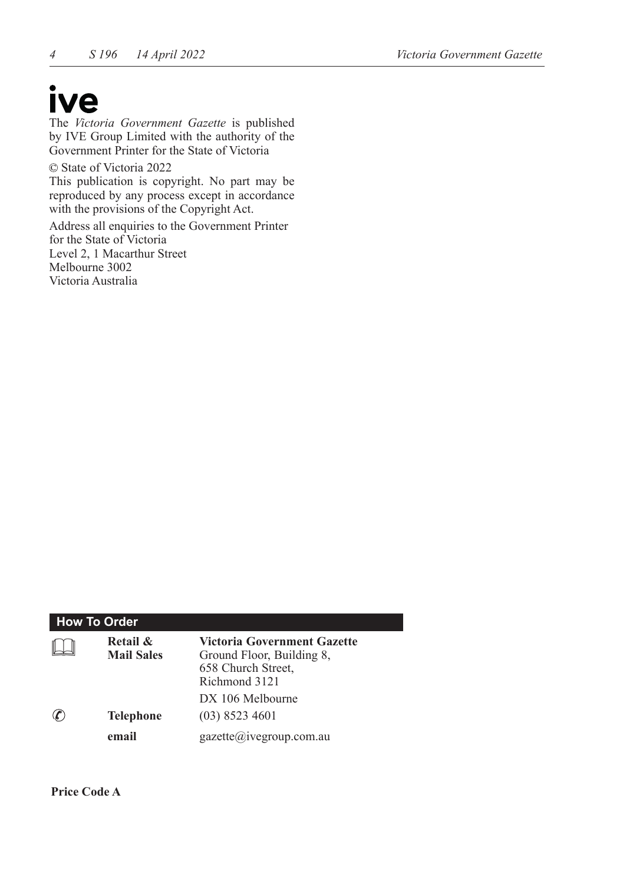ive

The *Victoria Government Gazette* is published by IVE Group Limited with the authority of the Government Printer for the State of Victoria

© State of Victoria 2022

This publication is copyright. No part may be reproduced by any process except in accordance with the provisions of the Copyright Act.

Address all enquiries to the Government Printer for the State of Victoria
Level 2, 1 Macarthur Street
Melbourne 3002
Victoria Australia

## How To Order

| | | |
|---|---|---|
| | **Retail & Mail Sales** | **Victoria Government Gazette** Ground Floor, Building 8, 658 Church Street, Richmond 3121 |
| | | DX 106 Melbourne |
| | **Telephone** | (03) 8523 4601 |
| | **email** | gazette@ivegroup.com.au |

**Price Code A**